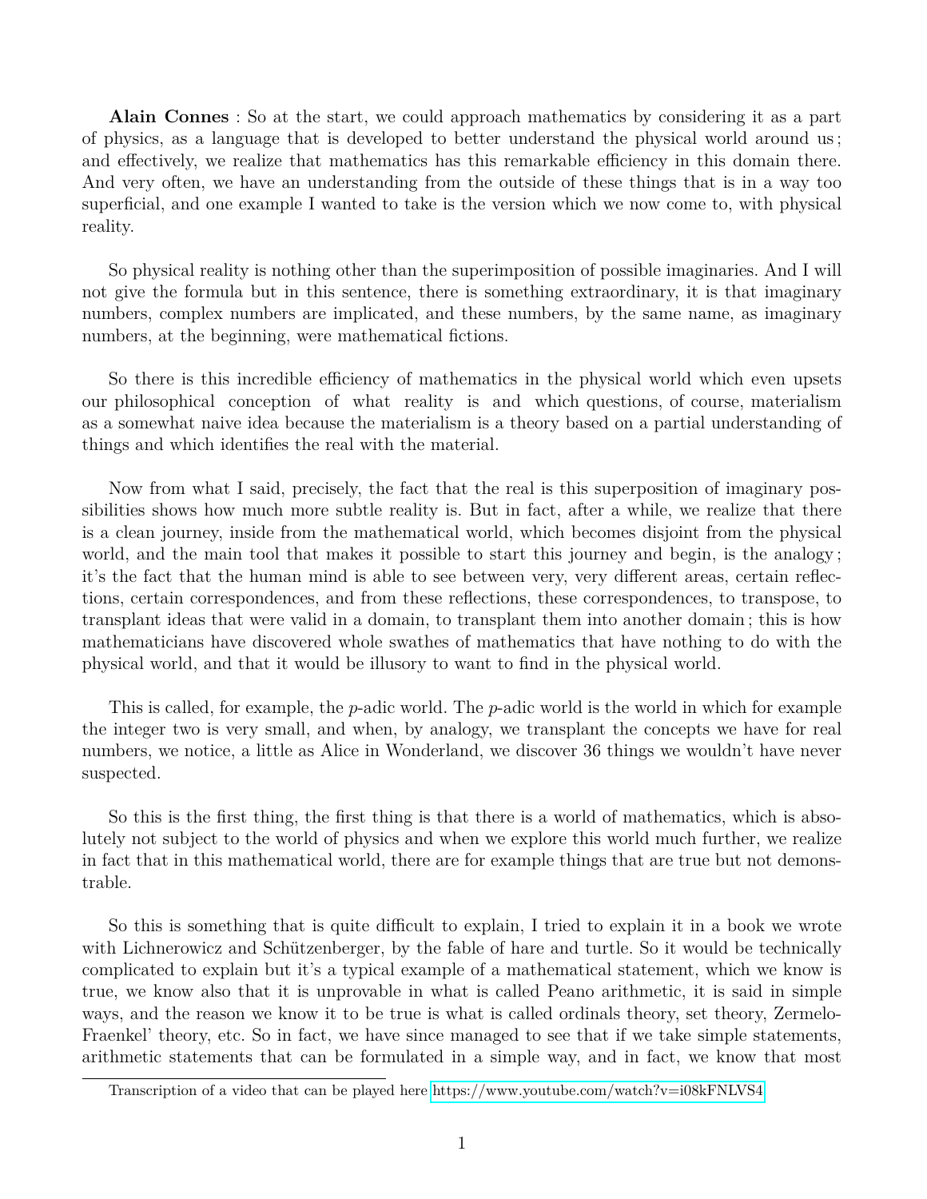**Alain Connes** : So at the start, we could approach mathematics by considering it as a part of physics, as a language that is developed to better understand the physical world around us ; and effectively, we realize that mathematics has this remarkable efficiency in this domain there. And very often, we have an understanding from the outside of these things that is in a way too superficial, and one example I wanted to take is the version which we now come to, with physical reality.

So physical reality is nothing other than the superimposition of possible imaginaries. And I will not give the formula but in this sentence, there is something extraordinary, it is that imaginary numbers, complex numbers are implicated, and these numbers, by the same name, as imaginary numbers, at the beginning, were mathematical fictions.

So there is this incredible efficiency of mathematics in the physical world which even upsets our philosophical conception of what reality is and which questions, of course, materialism as a somewhat naive idea because the materialism is a theory based on a partial understanding of things and which identifies the real with the material.

Now from what I said, precisely, the fact that the real is this superposition of imaginary possibilities shows how much more subtle reality is. But in fact, after a while, we realize that there is a clean journey, inside from the mathematical world, which becomes disjoint from the physical world, and the main tool that makes it possible to start this journey and begin, is the analogy ; it's the fact that the human mind is able to see between very, very different areas, certain reflections, certain correspondences, and from these reflections, these correspondences, to transpose, to transplant ideas that were valid in a domain, to transplant them into another domain ; this is how mathematicians have discovered whole swathes of mathematics that have nothing to do with the physical world, and that it would be illusory to want to find in the physical world.

This is called, for example, the *p*-adic world. The *p*-adic world is the world in which for example the integer two is very small, and when, by analogy, we transplant the concepts we have for real numbers, we notice, a little as Alice in Wonderland, we discover 36 things we wouldn't have never suspected.

So this is the first thing, the first thing is that there is a world of mathematics, which is absolutely not subject to the world of physics and when we explore this world much further, we realize in fact that in this mathematical world, there are for example things that are true but not demonstrable.

So this is something that is quite difficult to explain, I tried to explain it in a book we wrote with Lichnerowicz and Schützenberger, by the fable of hare and turtle. So it would be technically complicated to explain but it's a typical example of a mathematical statement, which we know is true, we know also that it is unprovable in what is called Peano arithmetic, it is said in simple ways, and the reason we know it to be true is what is called ordinals theory, set theory, Zermelo-Fraenkel' theory, etc. So in fact, we have since managed to see that if we take simple statements, arithmetic statements that can be formulated in a simple way, and in fact, we know that most

Transcription of a video that can be played here https://www.youtube.com/watch?v=i08kFNLVS4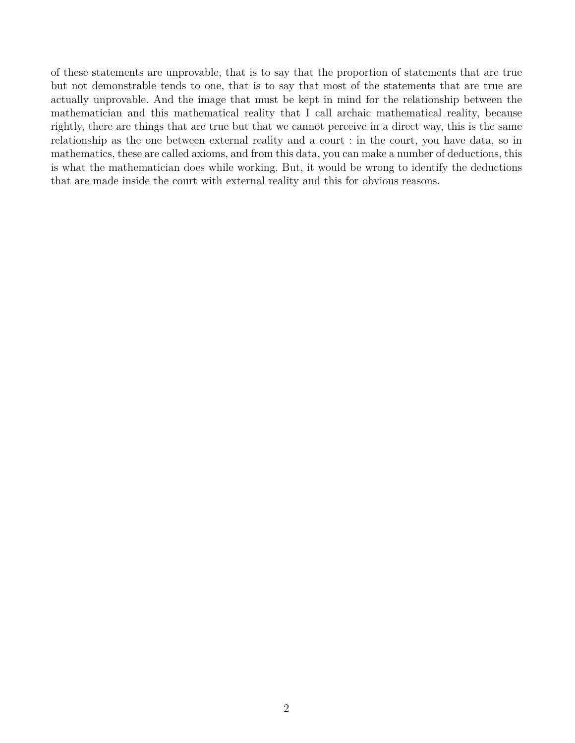of these statements are unprovable, that is to say that the proportion of statements that are true but not demonstrable tends to one, that is to say that most of the statements that are true are actually unprovable. And the image that must be kept in mind for the relationship between the mathematician and this mathematical reality that I call archaic mathematical reality, because rightly, there are things that are true but that we cannot perceive in a direct way, this is the same relationship as the one between external reality and a court : in the court, you have data, so in mathematics, these are called axioms, and from this data, you can make a number of deductions, this is what the mathematician does while working. But, it would be wrong to identify the deductions that are made inside the court with external reality and this for obvious reasons.